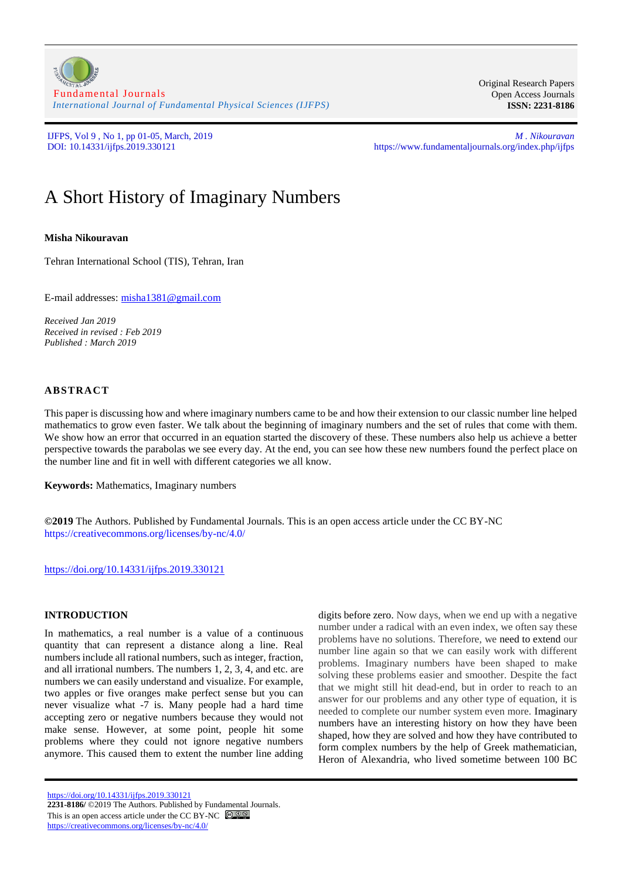# A Short History of Imaginary Numbers

**Misha Nikouravan**

Tehran International School (TIS), Tehran, Iran

E-mail addresses: misha1381@gmail.com

*Received Jan 2019*
*Received in revised : Feb 2019*
*Published : March 2019*

## ABSTRACT

This paper is discussing how and where imaginary numbers came to be and how their extension to our classic number line helped mathematics to grow even faster. We talk about the beginning of imaginary numbers and the set of rules that come with them. We show how an error that occurred in an equation started the discovery of these. These numbers also help us achieve a better perspective towards the parabolas we see every day. At the end, you can see how these new numbers found the perfect place on the number line and fit in well with different categories we all know.

**Keywords:** Mathematics, Imaginary numbers

**©2019** The Authors. Published by Fundamental Journals. This is an open access article under the CC BY-NC https://creativecommons.org/licenses/by-nc/4.0/

https://doi.org/10.14331/ijfps.2019.330121

## INTRODUCTION

In mathematics, a real number is a value of a continuous quantity that can represent a distance along a line. Real numbers include all rational numbers, such as integer, fraction, and all irrational numbers. The numbers 1, 2, 3, 4, and etc. are numbers we can easily understand and visualize. For example, two apples or five oranges make perfect sense but you can never visualize what -7 is. Many people had a hard time accepting zero or negative numbers because they would not make sense. However, at some point, people hit some problems where they could not ignore negative numbers anymore. This caused them to extent the number line adding digits before zero. Now days, when we end up with a negative number under a radical with an even index, we often say these problems have no solutions. Therefore, we need to extend our number line again so that we can easily work with different problems. Imaginary numbers have been shaped to make solving these problems easier and smoother. Despite the fact that we might still hit dead-end, but in order to reach to an answer for our problems and any other type of equation, it is needed to complete our number system even more. Imaginary numbers have an interesting history on how they have been shaped, how they are solved and how they have contributed to form complex numbers by the help of Greek mathematician, Heron of Alexandria, who lived sometime between 100 BC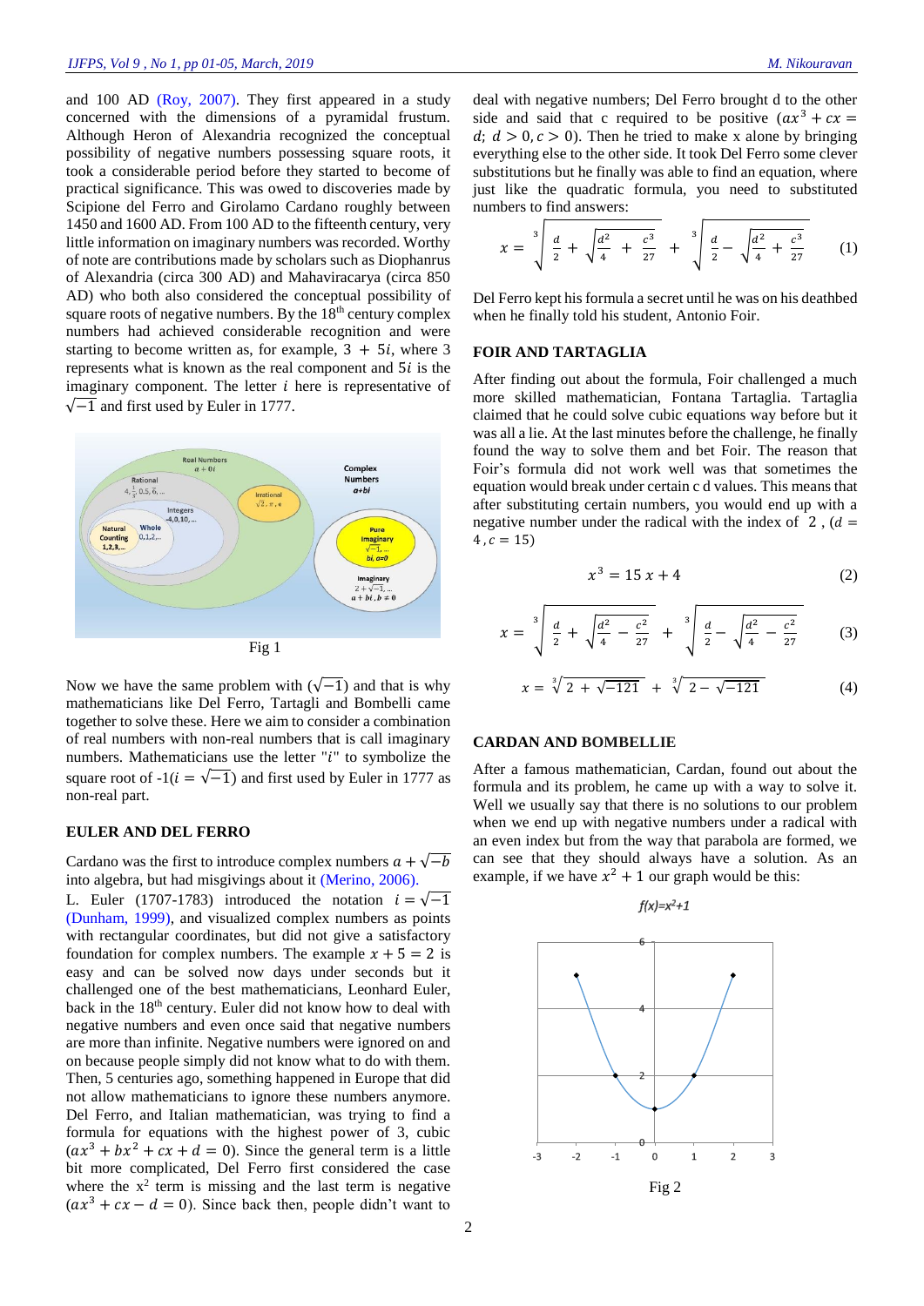and 100 AD (Roy, 2007). They first appeared in a study concerned with the dimensions of a pyramidal frustum. Although Heron of Alexandria recognized the conceptual possibility of negative numbers possessing square roots, it took a considerable period before they started to become of practical significance. This was owed to discoveries made by Scipione del Ferro and Girolamo Cardano roughly between 1450 and 1600 AD. From 100 AD to the fifteenth century, very little information on imaginary numbers was recorded. Worthy of note are contributions made by scholars such as Diophanrus of Alexandria (circa 300 AD) and Mahaviracarya (circa 850 AD) who both also considered the conceptual possibility of square roots of negative numbers. By the 18th century complex numbers had achieved considerable recognition and were starting to become written as, for example, $3 + 5i$, where 3 represents what is known as the real component and $5i$ is the imaginary component. The letter $i$ here is representative of $\sqrt{-1}$ and first used by Euler in 1777.

Fig 1

Now we have the same problem with ($\sqrt{-1}$) and that is why mathematicians like Del Ferro, Tartagli and Bombelli came together to solve these. Here we aim to consider a combination of real numbers with non-real numbers that is call imaginary numbers. Mathematicians use the letter "$i$" to symbolize the square root of -1($i = \sqrt{-1}$) and first used by Euler in 1777 as non-real part.

## EULER AND DEL FERRO

Cardano was the first to introduce complex numbers $a + \sqrt{-b}$ into algebra, but had misgivings about it (Merino, 2006).

L. Euler (1707-1783) introduced the notation $i = \sqrt{-1}$ (Dunham, 1999), and visualized complex numbers as points with rectangular coordinates, but did not give a satisfactory foundation for complex numbers. The example $x + 5 = 2$ is easy and can be solved now days under seconds but it challenged one of the best mathematicians, Leonhard Euler, back in the 18th century. Euler did not know how to deal with negative numbers and even once said that negative numbers are more than infinite. Negative numbers were ignored on and on because people simply did not know what to do with them. Then, 5 centuries ago, something happened in Europe that did not allow mathematicians to ignore these numbers anymore. Del Ferro, and Italian mathematician, was trying to find a formula for equations with the highest power of 3, cubic ($ax^3 + bx^2 + cx + d = 0$). Since the general term is a little bit more complicated, Del Ferro first considered the case where the $x^2$ term is missing and the last term is negative ($ax^3 + cx - d = 0$). Since back then, people didn't want to deal with negative numbers; Del Ferro brought d to the other side and said that c required to be positive ($ax^3 + cx = d;\ d > 0, c > 0$). Then he tried to make x alone by bringing everything else to the other side. It took Del Ferro some clever substitutions but he finally was able to find an equation, where just like the quadratic formula, you need to substituted numbers to find answers:

$$x = \sqrt[3]{\frac{d}{2} + \sqrt{\frac{d^2}{4} + \frac{c^3}{27}}} + \sqrt[3]{\frac{d}{2} - \sqrt{\frac{d^2}{4} + \frac{c^3}{27}}} \qquad (1)$$

Del Ferro kept his formula a secret until he was on his deathbed when he finally told his student, Antonio Foir.

## FOIR AND TARTAGLIA

After finding out about the formula, Foir challenged a much more skilled mathematician, Fontana Tartaglia. Tartaglia claimed that he could solve cubic equations way before but it was all a lie. At the last minutes before the challenge, he finally found the way to solve them and bet Foir. The reason that Foir's formula did not work well was that sometimes the equation would break under certain c d values. This means that after substituting certain numbers, you would end up with a negative number under the radical with the index of 2 , ($d = 4, c = 15$)

$$x^3 = 15x + 4 \qquad (2)$$

$$x = \sqrt[3]{\frac{d}{2} + \sqrt{\frac{d^2}{4} - \frac{c^2}{27}}} + \sqrt[3]{\frac{d}{2} - \sqrt{\frac{d^2}{4} - \frac{c^2}{27}}} \qquad (3)$$

$$x = \sqrt[3]{2 + \sqrt{-121}} + \sqrt[3]{2 - \sqrt{-121}} \qquad (4)$$

## CARDAN AND BOMBELLIE

After a famous mathematician, Cardan, found out about the formula and its problem, he came up with a way to solve it. Well we usually say that there is no solutions to our problem when we end up with negative numbers under a radical with an even index but from the way that parabola are formed, we can see that they should always have a solution. As an example, if we have $x^2 + 1$ our graph would be this:

Fig 2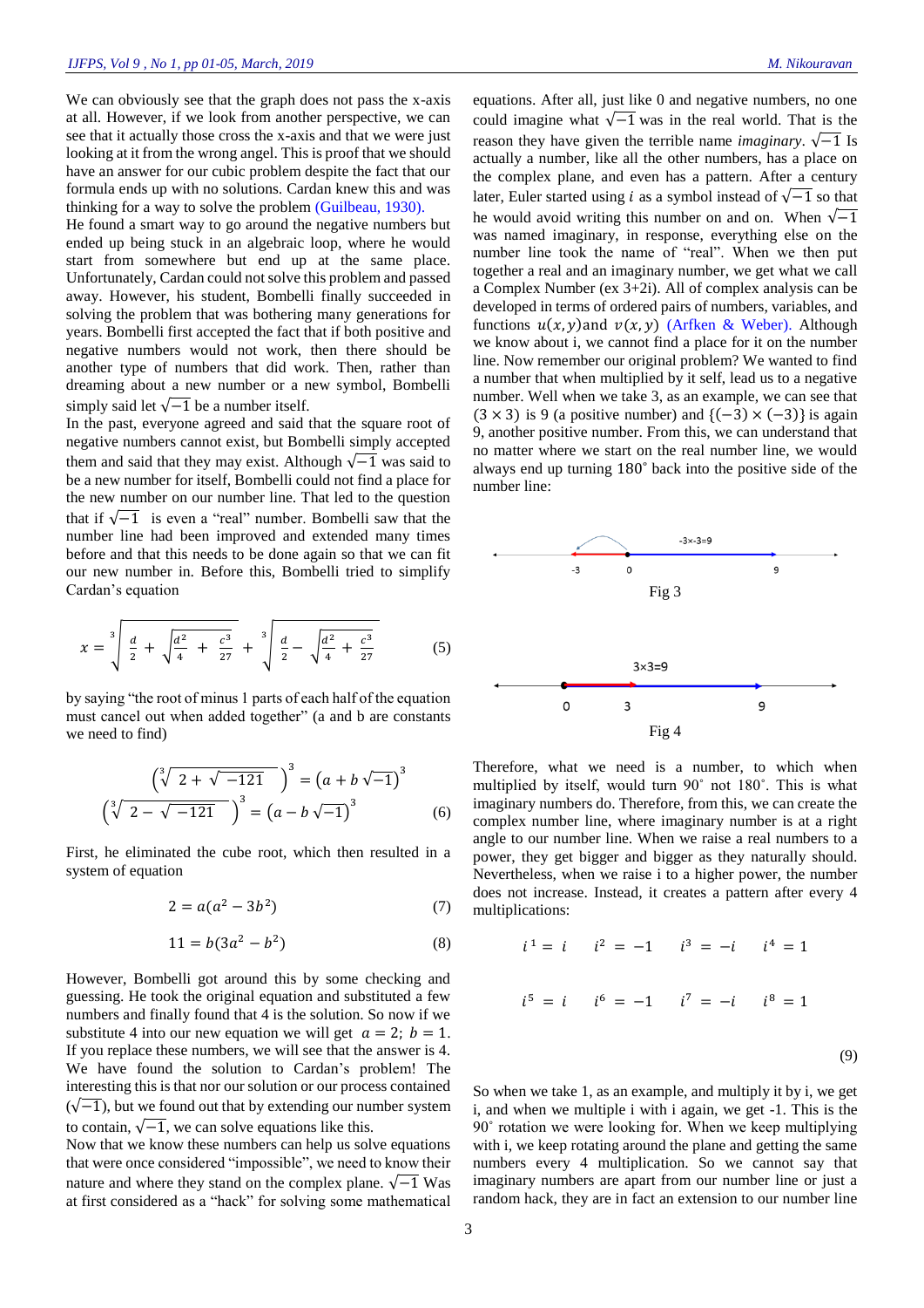We can obviously see that the graph does not pass the x-axis at all. However, if we look from another perspective, we can see that it actually those cross the x-axis and that we were just looking at it from the wrong angel. This is proof that we should have an answer for our cubic problem despite the fact that our formula ends up with no solutions. Cardan knew this and was thinking for a way to solve the problem (Guilbeau, 1930).

He found a smart way to go around the negative numbers but ended up being stuck in an algebraic loop, where he would start from somewhere but end up at the same place. Unfortunately, Cardan could not solve this problem and passed away. However, his student, Bombelli finally succeeded in solving the problem that was bothering many generations for years. Bombelli first accepted the fact that if both positive and negative numbers would not work, then there should be another type of numbers that did work. Then, rather than dreaming about a new number or a new symbol, Bombelli simply said let $\sqrt{-1}$ be a number itself.

In the past, everyone agreed and said that the square root of negative numbers cannot exist, but Bombelli simply accepted them and said that they may exist. Although $\sqrt{-1}$ was said to be a new number for itself, Bombelli could not find a place for the new number on our number line. That led to the question that if $\sqrt{-1}$ is even a "real" number. Bombelli saw that the number line had been improved and extended many times before and that this needs to be done again so that we can fit our new number in. Before this, Bombelli tried to simplify Cardan's equation

$$x = \sqrt[3]{\frac{d}{2} + \sqrt{\frac{d^2}{4} + \frac{c^3}{27}}} + \sqrt[3]{\frac{d}{2} - \sqrt{\frac{d^2}{4} + \frac{c^3}{27}}} \tag{5}$$

by saying "the root of minus 1 parts of each half of the equation must cancel out when added together" (a and b are constants we need to find)

$$\left(\sqrt[3]{2 + \sqrt{-121}}\right)^3 = \left(a + b\sqrt{-1}\right)^3$$
$$\left(\sqrt[3]{2 - \sqrt{-121}}\right)^3 = \left(a - b\sqrt{-1}\right)^3 \tag{6}$$

First, he eliminated the cube root, which then resulted in a system of equation

$$2 = a(a^2 - 3b^2) \tag{7}$$

$$11 = b(3a^2 - b^2) \tag{8}$$

However, Bombelli got around this by some checking and guessing. He took the original equation and substituted a few numbers and finally found that 4 is the solution. So now if we substitute 4 into our new equation we will get $a = 2$; $b = 1$. If you replace these numbers, we will see that the answer is 4. We have found the solution to Cardan's problem! The interesting this is that nor our solution or our process contained $(\sqrt{-1})$, but we found out that by extending our number system to contain, $\sqrt{-1}$, we can solve equations like this.

Now that we know these numbers can help us solve equations that were once considered "impossible", we need to know their nature and where they stand on the complex plane. $\sqrt{-1}$ Was at first considered as a "hack" for solving some mathematical equations. After all, just like 0 and negative numbers, no one could imagine what $\sqrt{-1}$ was in the real world. That is the reason they have given the terrible name *imaginary*. $\sqrt{-1}$ Is actually a number, like all the other numbers, has a place on the complex plane, and even has a pattern. After a century later, Euler started using $i$ as a symbol instead of $\sqrt{-1}$ so that he would avoid writing this number on and on. When $\sqrt{-1}$ was named imaginary, in response, everything else on the number line took the name of "real". When we then put together a real and an imaginary number, we get what we call a Complex Number (ex 3+2i). All of complex analysis can be developed in terms of ordered pairs of numbers, variables, and functions $u(x, y)$ and $v(x, y)$ (Arfken & Weber). Although we know about i, we cannot find a place for it on the number line. Now remember our original problem? We wanted to find a number that when multiplied by it self, lead us to a negative number. Well when we take 3, as an example, we can see that $(3 \times 3)$ is 9 (a positive number) and $\{(-3) \times (-3)\}$ is again 9, another positive number. From this, we can understand that no matter where we start on the real number line, we would always end up turning 180˚ back into the positive side of the number line:

Fig 3

Fig 4

Therefore, what we need is a number, to which when multiplied by itself, would turn 90˚ not 180˚. This is what imaginary numbers do. Therefore, from this, we can create the complex number line, where imaginary number is at a right angle to our number line. When we raise a real numbers to a power, they get bigger and bigger as they naturally should. Nevertheless, when we raise i to a higher power, the number does not increase. Instead, it creates a pattern after every 4 multiplications:

$$i^1 = i \quad i^2 = -1 \quad i^3 = -i \quad i^4 = 1$$
$$i^5 = i \quad i^6 = -1 \quad i^7 = -i \quad i^8 = 1 \tag{9}$$

So when we take 1, as an example, and multiply it by i, we get i, and when we multiple i with i again, we get -1. This is the 90˚ rotation we were looking for. When we keep multiplying with i, we keep rotating around the plane and getting the same numbers every 4 multiplication. So we cannot say that imaginary numbers are apart from our number line or just a random hack, they are in fact an extension to our number line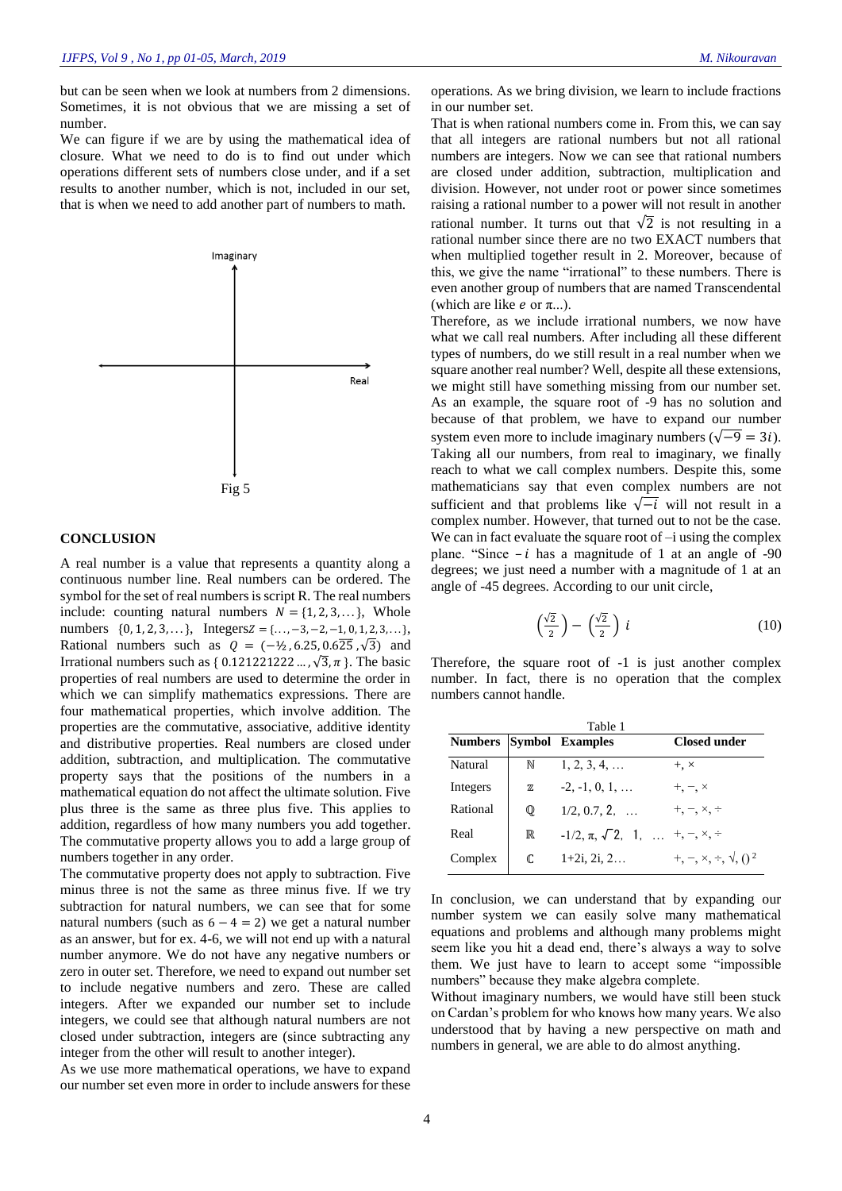but can be seen when we look at numbers from 2 dimensions. Sometimes, it is not obvious that we are missing a set of number.

We can figure if we are by using the mathematical idea of closure. What we need to do is to find out under which operations different sets of numbers close under, and if a set results to another number, which is not, included in our set, that is when we need to add another part of numbers to math.

Imaginary

Real

Fig 5

## CONCLUSION

A real number is a value that represents a quantity along a continuous number line. Real numbers can be ordered. The symbol for the set of real numbers is script R. The real numbers include: counting natural numbers $N = \{1, 2, 3, \ldots\}$, Whole numbers $\{0, 1, 2, 3, \ldots\}$, Integers$Z = \{\ldots, -3, -2, -1, 0, 1, 2, 3, \ldots\}$, Rational numbers such as $Q = (-½, 6.25, 0.6\overline{25}, \sqrt{3})$ and Irrational numbers such as $\{0.121221222\ldots, \sqrt{3}, \pi\}$. The basic properties of real numbers are used to determine the order in which we can simplify mathematics expressions. There are four mathematical properties, which involve addition. The properties are the commutative, associative, additive identity and distributive properties. Real numbers are closed under addition, subtraction, and multiplication. The commutative property says that the positions of the numbers in a mathematical equation do not affect the ultimate solution. Five plus three is the same as three plus five. This applies to addition, regardless of how many numbers you add together. The commutative property allows you to add a large group of numbers together in any order.

The commutative property does not apply to subtraction. Five minus three is not the same as three minus five. If we try subtraction for natural numbers, we can see that for some natural numbers (such as $6 - 4 = 2$) we get a natural number as an answer, but for ex. 4-6, we will not end up with a natural number anymore. We do not have any negative numbers or zero in outer set. Therefore, we need to expand out number set to include negative numbers and zero. These are called integers. After we expanded our number set to include integers, we could see that although natural numbers are not closed under subtraction, integers are (since subtracting any integer from the other will result to another integer).

As we use more mathematical operations, we have to expand our number set even more in order to include answers for these operations. As we bring division, we learn to include fractions in our number set.

That is when rational numbers come in. From this, we can say that all integers are rational numbers but not all rational numbers are integers. Now we can see that rational numbers are closed under addition, subtraction, multiplication and division. However, not under root or power since sometimes raising a rational number to a power will not result in another rational number. It turns out that $\sqrt{2}$ is not resulting in a rational number since there are no two EXACT numbers that when multiplied together result in 2. Moreover, because of this, we give the name "irrational" to these numbers. There is even another group of numbers that are named Transcendental (which are like $e$ or π...).

Therefore, as we include irrational numbers, we now have what we call real numbers. After including all these different types of numbers, do we still result in a real number when we square another real number? Well, despite all these extensions, we might still have something missing from our number set. As an example, the square root of -9 has no solution and because of that problem, we have to expand our number system even more to include imaginary numbers ($\sqrt{-9} = 3i$). Taking all our numbers, from real to imaginary, we finally reach to what we call complex numbers. Despite this, some mathematicians say that even complex numbers are not sufficient and that problems like $\sqrt{-i}$ will not result in a complex number. However, that turned out to not be the case. We can in fact evaluate the square root of –i using the complex plane. "Since $-i$ has a magnitude of 1 at an angle of -90 degrees; we just need a number with a magnitude of 1 at an angle of -45 degrees. According to our unit circle,

$$\left(\frac{\sqrt{2}}{2}\right) - \left(\frac{\sqrt{2}}{2}\right) i \tag{10}$$

Therefore, the square root of -1 is just another complex number. In fact, there is no operation that the complex numbers cannot handle.

Table 1

| Numbers | Symbol | Examples | Closed under |
|---|---|---|---|
| Natural | ℕ | 1, 2, 3, 4, … | +, × |
| Integers | ℤ | -2, -1, 0, 1, … | +, −, × |
| Rational | ℚ | 1/2, 0.7, 2, … | +, −, ×, ÷ |
| Real | ℝ | -1/2, π, $\sqrt{2}$, 1, … | +, −, ×, ÷ |
| Complex | ℂ | 1+2i, 2i, 2… | +, −, ×, ÷, √, $()^2$ |

In conclusion, we can understand that by expanding our number system we can easily solve many mathematical equations and problems and although many problems might seem like you hit a dead end, there's always a way to solve them. We just have to learn to accept some "impossible numbers" because they make algebra complete.

Without imaginary numbers, we would have still been stuck on Cardan's problem for who knows how many years. We also understood that by having a new perspective on math and numbers in general, we are able to do almost anything.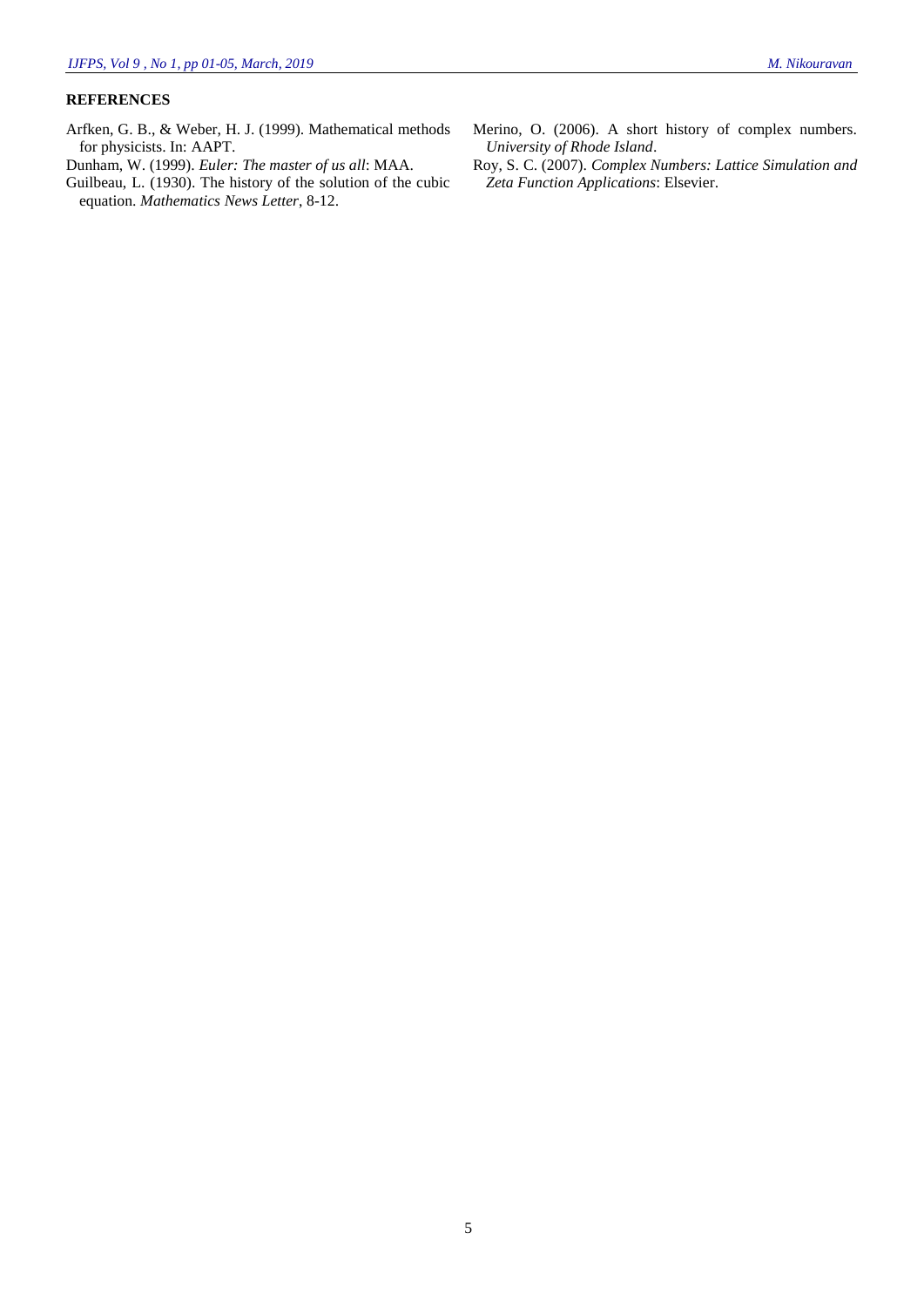## REFERENCES

Arfken, G. B., & Weber, H. J. (1999). Mathematical methods for physicists. In: AAPT.

Dunham, W. (1999). *Euler: The master of us all*: MAA.

Guilbeau, L. (1930). The history of the solution of the cubic equation. *Mathematics News Letter*, 8-12.

Merino, O. (2006). A short history of complex numbers. *University of Rhode Island*.

Roy, S. C. (2007). *Complex Numbers: Lattice Simulation and Zeta Function Applications*: Elsevier.